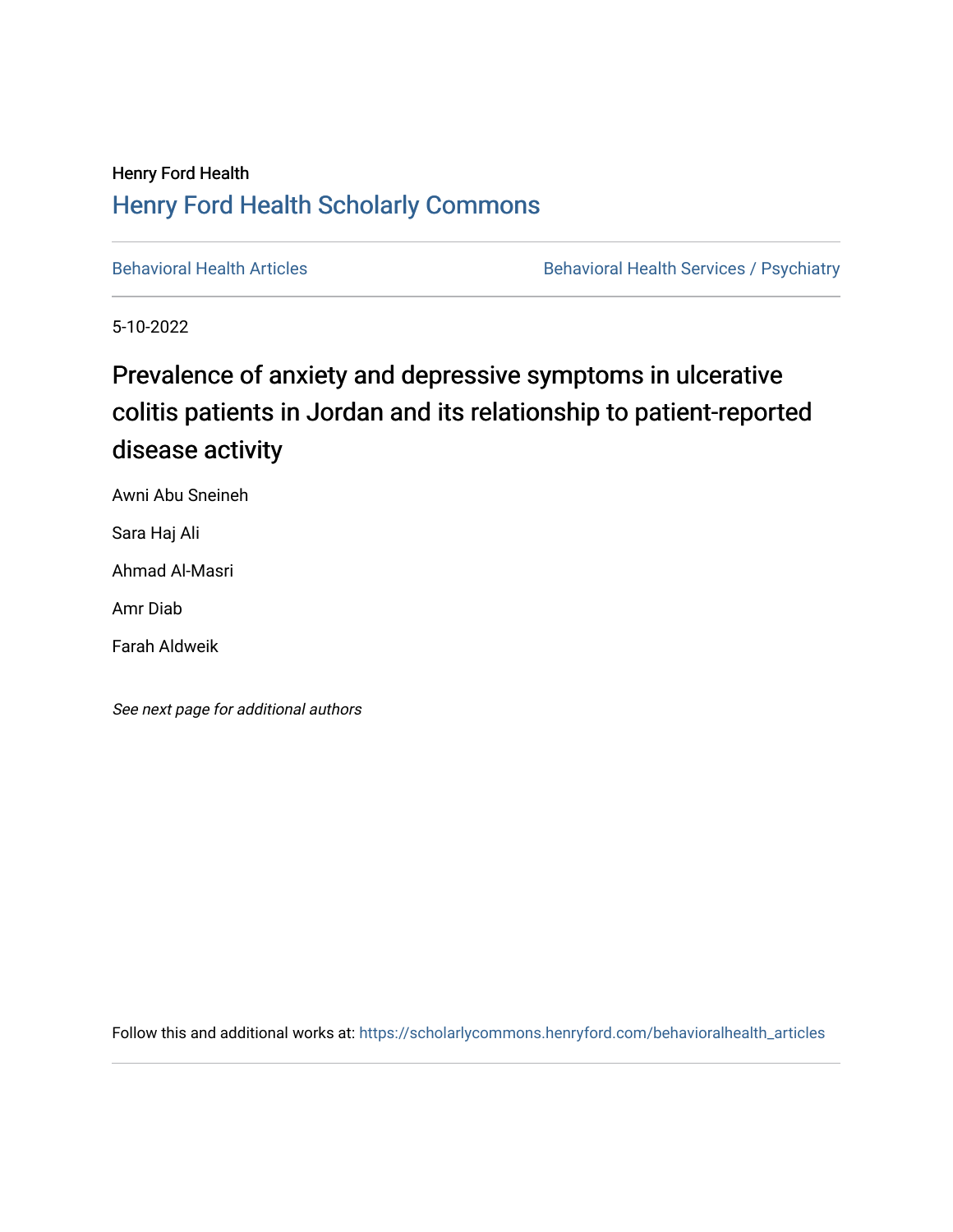Henry Ford Health

# Henry Ford Health Scholarly Commons

Behavioral Health Articles | Behavioral Health Services / Psychiatry

5-10-2022

# Prevalence of anxiety and depressive symptoms in ulcerative colitis patients in Jordan and its relationship to patient-reported disease activity

Awni Abu Sneineh

Sara Haj Ali

Ahmad Al-Masri

Amr Diab

Farah Aldweik

*See next page for additional authors*

Follow this and additional works at: https://scholarlycommons.henryford.com/behavioralhealth_articles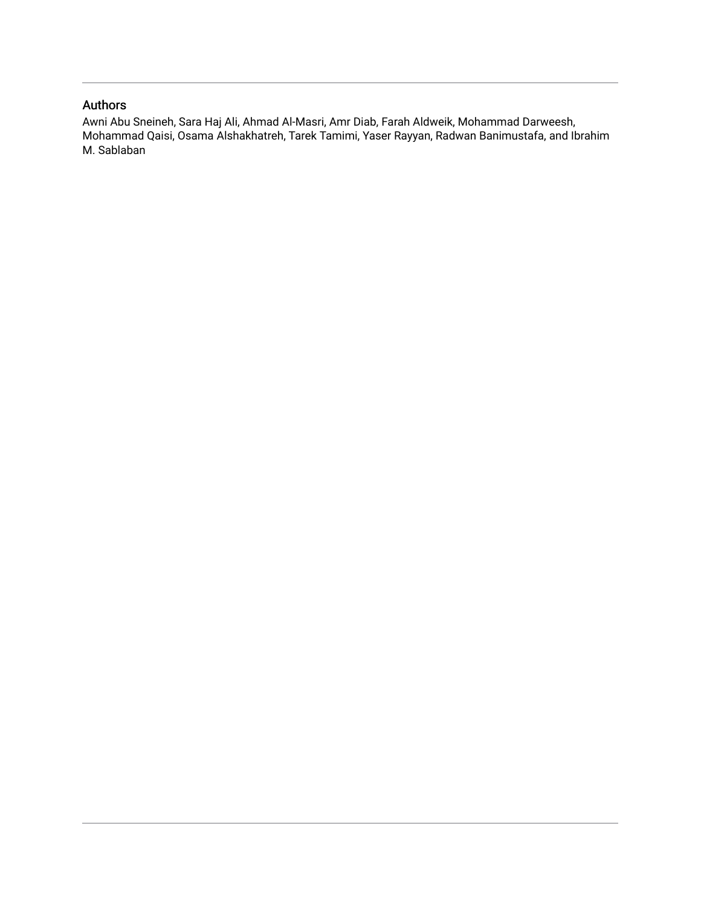## Authors

Awni Abu Sneineh, Sara Haj Ali, Ahmad Al-Masri, Amr Diab, Farah Aldweik, Mohammad Darweesh, Mohammad Qaisi, Osama Alshakhatreh, Tarek Tamimi, Yaser Rayyan, Radwan Banimustafa, and Ibrahim M. Sablaban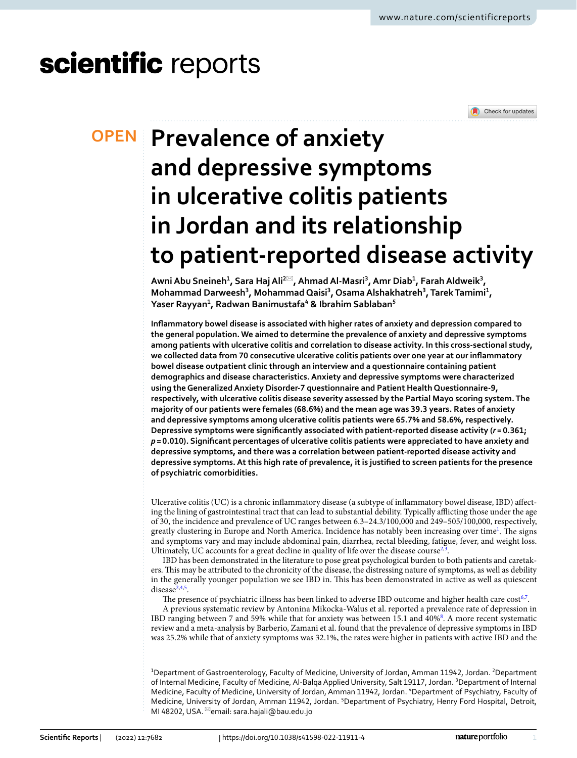# Prevalence of anxiety and depressive symptoms in ulcerative colitis patients in Jordan and its relationship to patient-reported disease activity

**Awni Abu Sneineh[1], Sara Haj Ali[2]✉, Ahmad Al-Masri[3], Amr Diab[1], Farah Aldweik[3], Mohammad Darweesh[3], Mohammad Qaisi[3], Osama Alshakhatreh[3], Tarek Tamimi[1], Yaser Rayyan[1], Radwan Banimustafa[4] & Ibrahim Sablaban[5]**

**Inflammatory bowel disease is associated with higher rates of anxiety and depression compared to the general population. We aimed to determine the prevalence of anxiety and depressive symptoms among patients with ulcerative colitis and correlation to disease activity. In this cross-sectional study, we collected data from 70 consecutive ulcerative colitis patients over one year at our inflammatory bowel disease outpatient clinic through an interview and a questionnaire containing patient demographics and disease characteristics. Anxiety and depressive symptoms were characterized using the Generalized Anxiety Disorder-7 questionnaire and Patient Health Questionnaire-9, respectively, with ulcerative colitis disease severity assessed by the Partial Mayo scoring system. The majority of our patients were females (68.6%) and the mean age was 39.3 years. Rates of anxiety and depressive symptoms among ulcerative colitis patients were 65.7% and 58.6%, respectively. Depressive symptoms were significantly associated with patient-reported disease activity (*r* = 0.361; *p* = 0.010). Significant percentages of ulcerative colitis patients were appreciated to have anxiety and depressive symptoms, and there was a correlation between patient-reported disease activity and depressive symptoms. At this high rate of prevalence, it is justified to screen patients for the presence of psychiatric comorbidities.**

Ulcerative colitis (UC) is a chronic inflammatory disease (a subtype of inflammatory bowel disease, IBD) affecting the lining of gastrointestinal tract that can lead to substantial debility. Typically afflicting those under the age of 30, the incidence and prevalence of UC ranges between 6.3–24.3/100,000 and 249–505/100,000, respectively, greatly clustering in Europe and North America. Incidence has notably been increasing over time[1]. The signs and symptoms vary and may include abdominal pain, diarrhea, rectal bleeding, fatigue, fever, and weight loss. Ultimately, UC accounts for a great decline in quality of life over the disease course[2,3].

IBD has been demonstrated in the literature to pose great psychological burden to both patients and caretakers. This may be attributed to the chronicity of the disease, the distressing nature of symptoms, as well as debility in the generally younger population we see IBD in. This has been demonstrated in active as well as quiescent disease[2,4,5].

The presence of psychiatric illness has been linked to adverse IBD outcome and higher health care cost[6,7].

A previous systematic review by Antonina Mikocka-Walus et al. reported a prevalence rate of depression in IBD ranging between 7 and 59% while that for anxiety was between 15.1 and 40%[8]. A more recent systematic review and a meta-analysis by Barberio, Zamani et al. found that the prevalence of depressive symptoms in IBD was 25.2% while that of anxiety symptoms was 32.1%, the rates were higher in patients with active IBD and the

[1]Department of Gastroenterology, Faculty of Medicine, University of Jordan, Amman 11942, Jordan. [2]Department of Internal Medicine, Faculty of Medicine, Al-Balqa Applied University, Salt 19117, Jordan. [3]Department of Internal Medicine, Faculty of Medicine, University of Jordan, Amman 11942, Jordan. [4]Department of Psychiatry, Faculty of Medicine, University of Jordan, Amman 11942, Jordan. [5]Department of Psychiatry, Henry Ford Hospital, Detroit, MI 48202, USA. ✉email: sara.hajali@bau.edu.jo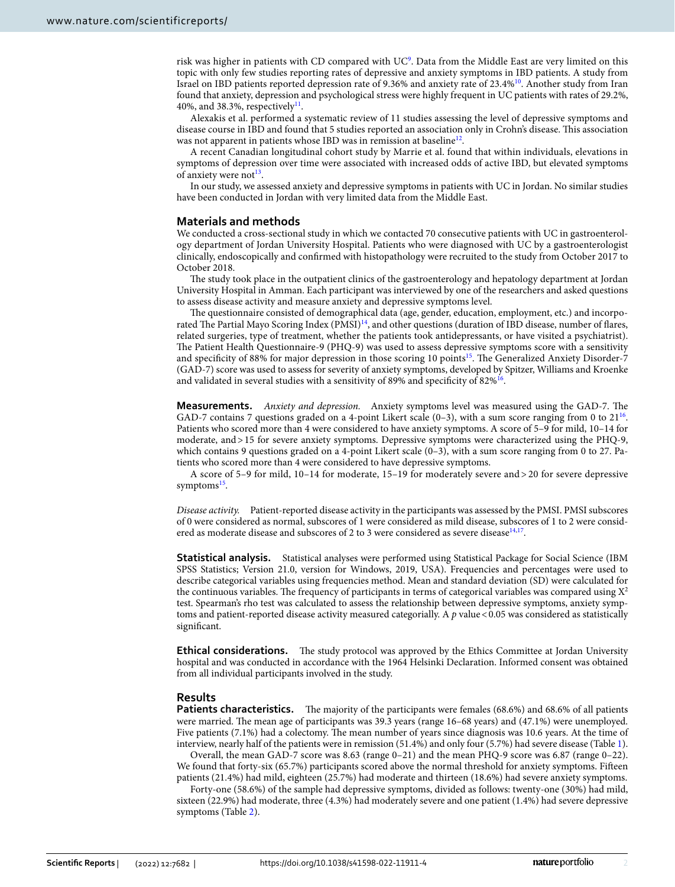risk was higher in patients with CD compared with UC[9]. Data from the Middle East are very limited on this topic with only few studies reporting rates of depressive and anxiety symptoms in IBD patients. A study from Israel on IBD patients reported depression rate of 9.36% and anxiety rate of 23.4%[10]. Another study from Iran found that anxiety, depression and psychological stress were highly frequent in UC patients with rates of 29.2%, 40%, and 38.3%, respectively[11].

Alexakis et al. performed a systematic review of 11 studies assessing the level of depressive symptoms and disease course in IBD and found that 5 studies reported an association only in Crohn's disease. This association was not apparent in patients whose IBD was in remission at baseline[12].

A recent Canadian longitudinal cohort study by Marrie et al. found that within individuals, elevations in symptoms of depression over time were associated with increased odds of active IBD, but elevated symptoms of anxiety were not[13].

In our study, we assessed anxiety and depressive symptoms in patients with UC in Jordan. No similar studies have been conducted in Jordan with very limited data from the Middle East.

## Materials and methods

We conducted a cross-sectional study in which we contacted 70 consecutive patients with UC in gastroenterology department of Jordan University Hospital. Patients who were diagnosed with UC by a gastroenterologist clinically, endoscopically and confirmed with histopathology were recruited to the study from October 2017 to October 2018.

The study took place in the outpatient clinics of the gastroenterology and hepatology department at Jordan University Hospital in Amman. Each participant was interviewed by one of the researchers and asked questions to assess disease activity and measure anxiety and depressive symptoms level.

The questionnaire consisted of demographical data (age, gender, education, employment, etc.) and incorporated The Partial Mayo Scoring Index (PMSI)[14], and other questions (duration of IBD disease, number of flares, related surgeries, type of treatment, whether the patients took antidepressants, or have visited a psychiatrist). The Patient Health Questionnaire-9 (PHQ-9) was used to assess depressive symptoms score with a sensitivity and specificity of 88% for major depression in those scoring 10 points[15]. The Generalized Anxiety Disorder-7 (GAD-7) score was used to assess for severity of anxiety symptoms, developed by Spitzer, Williams and Kroenke and validated in several studies with a sensitivity of 89% and specificity of 82%[16].

### Measurements.

*Anxiety and depression.* Anxiety symptoms level was measured using the GAD-7. The GAD-7 contains 7 questions graded on a 4-point Likert scale (0–3), with a sum score ranging from 0 to 21[16]. Patients who scored more than 4 were considered to have anxiety symptoms. A score of 5–9 for mild, 10–14 for moderate, and > 15 for severe anxiety symptoms. Depressive symptoms were characterized using the PHQ-9, which contains 9 questions graded on a 4-point Likert scale (0–3), with a sum score ranging from 0 to 27. Patients who scored more than 4 were considered to have depressive symptoms.

A score of 5–9 for mild, 10–14 for moderate, 15–19 for moderately severe and > 20 for severe depressive symptoms[15].

*Disease activity.* Patient-reported disease activity in the participants was assessed by the PMSI. PMSI subscores of 0 were considered as normal, subscores of 1 were considered as mild disease, subscores of 1 to 2 were considered as moderate disease and subscores of 2 to 3 were considered as severe disease[14,17].

### Statistical analysis.

Statistical analyses were performed using Statistical Package for Social Science (IBM SPSS Statistics; Version 21.0, version for Windows, 2019, USA). Frequencies and percentages were used to describe categorical variables using frequencies method. Mean and standard deviation (SD) were calculated for the continuous variables. The frequency of participants in terms of categorical variables was compared using $X^2$ test. Spearman's rho test was calculated to assess the relationship between depressive symptoms, anxiety symptoms and patient-reported disease activity measured categorially. A $p$ value < 0.05 was considered as statistically significant.

### Ethical considerations.

The study protocol was approved by the Ethics Committee at Jordan University hospital and was conducted in accordance with the 1964 Helsinki Declaration. Informed consent was obtained from all individual participants involved in the study.

## Results

### Patients characteristics.

The majority of the participants were females (68.6%) and 68.6% of all patients were married. The mean age of participants was 39.3 years (range 16–68 years) and (47.1%) were unemployed. Five patients (7.1%) had a colectomy. The mean number of years since diagnosis was 10.6 years. At the time of interview, nearly half of the patients were in remission (51.4%) and only four (5.7%) had severe disease (Table 1).

Overall, the mean GAD-7 score was 8.63 (range 0–21) and the mean PHQ-9 score was 6.87 (range 0–22). We found that forty-six (65.7%) participants scored above the normal threshold for anxiety symptoms. Fifteen patients (21.4%) had mild, eighteen (25.7%) had moderate and thirteen (18.6%) had severe anxiety symptoms.

Forty-one (58.6%) of the sample had depressive symptoms, divided as follows: twenty-one (30%) had mild, sixteen (22.9%) had moderate, three (4.3%) had moderately severe and one patient (1.4%) had severe depressive symptoms (Table 2).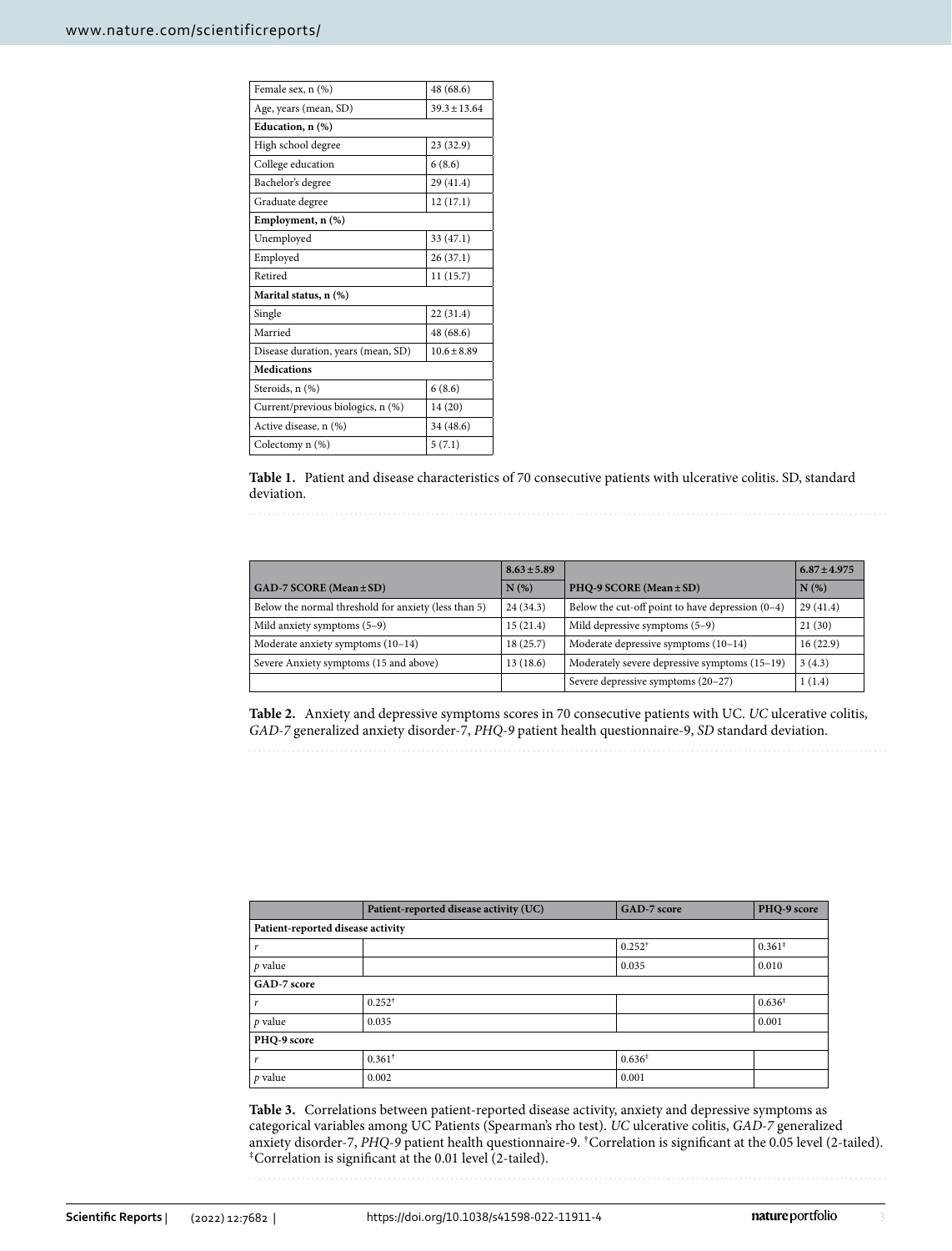| | |
|---|---|
| Female sex, n (%) | 48 (68.6) |
| Age, years (mean, SD) | 39.3 ± 13.64 |
| **Education, n (%)** | |
| High school degree | 23 (32.9) |
| College education | 6 (8.6) |
| Bachelor's degree | 29 (41.4) |
| Graduate degree | 12 (17.1) |
| **Employment, n (%)** | |
| Unemployed | 33 (47.1) |
| Employed | 26 (37.1) |
| Retired | 11 (15.7) |
| **Marital status, n (%)** | |
| Single | 22 (31.4) |
| Married | 48 (68.6) |
| Disease duration, years (mean, SD) | 10.6 ± 8.89 |
| **Medications** | |
| Steroids, n (%) | 6 (8.6) |
| Current/previous biologics, n (%) | 14 (20) |
| Active disease, n (%) | 34 (48.6) |
| Colectomy n (%) | 5 (7.1) |

**Table 1.** Patient and disease characteristics of 70 consecutive patients with ulcerative colitis. SD, standard deviation.

| | 8.63 ± 5.89 | | 6.87 ± 4.975 |
|---|---|---|---|
| **GAD-7 SCORE (Mean ± SD)** | **N (%)** | **PHQ-9 SCORE (Mean ± SD)** | **N (%)** |
| Below the normal threshold for anxiety (less than 5) | 24 (34.3) | Below the cut-off point to have depression (0–4) | 29 (41.4) |
| Mild anxiety symptoms (5–9) | 15 (21.4) | Mild depressive symptoms (5–9) | 21 (30) |
| Moderate anxiety symptoms (10–14) | 18 (25.7) | Moderate depressive symptoms (10–14) | 16 (22.9) |
| Severe Anxiety symptoms (15 and above) | 13 (18.6) | Moderately severe depressive symptoms (15–19) | 3 (4.3) |
| | | Severe depressive symptoms (20–27) | 1 (1.4) |

**Table 2.** Anxiety and depressive symptoms scores in 70 consecutive patients with UC. *UC* ulcerative colitis, *GAD-7* generalized anxiety disorder-7, *PHQ-9* patient health questionnaire-9, *SD* standard deviation.

| | Patient-reported disease activity (UC) | GAD-7 score | PHQ-9 score |
|---|---|---|---|
| **Patient-reported disease activity** | | | |
| *r* | | 0.252[†] | 0.361[‡] |
| *p* value | | 0.035 | 0.010 |
| **GAD-7 score** | | | |
| *r* | 0.252[†] | | 0.636[‡] |
| *p* value | 0.035 | | 0.001 |
| **PHQ-9 score** | | | |
| *r* | 0.361[†] | 0.636[‡] | |
| *p* value | 0.002 | 0.001 | |

**Table 3.** Correlations between patient-reported disease activity, anxiety and depressive symptoms as categorical variables among UC Patients (Spearman's rho test). *UC* ulcerative colitis, *GAD-7* generalized anxiety disorder-7, *PHQ-9* patient health questionnaire-9. [†]Correlation is significant at the 0.05 level (2-tailed). [‡]Correlation is significant at the 0.01 level (2-tailed).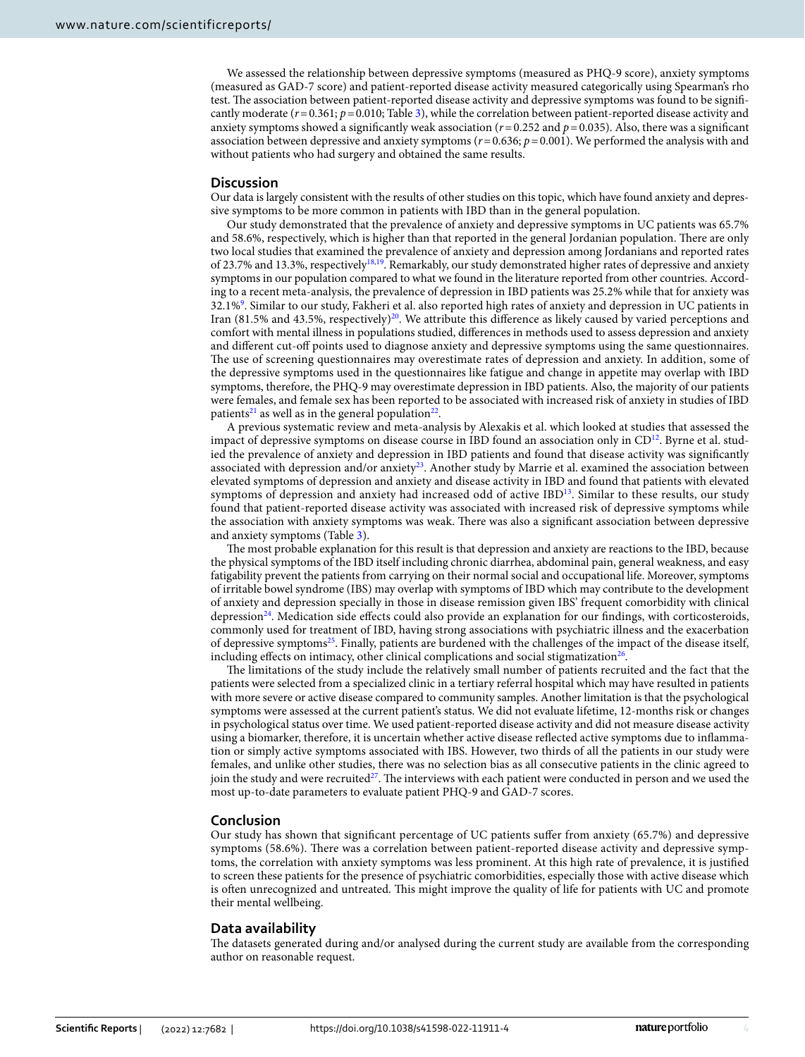We assessed the relationship between depressive symptoms (measured as PHQ-9 score), anxiety symptoms (measured as GAD-7 score) and patient-reported disease activity measured categorically using Spearman's rho test. The association between patient-reported disease activity and depressive symptoms was found to be significantly moderate ($r = 0.361$; $p = 0.010$; Table 3), while the correlation between patient-reported disease activity and anxiety symptoms showed a significantly weak association ($r = 0.252$ and $p = 0.035$). Also, there was a significant association between depressive and anxiety symptoms ($r = 0.636$; $p = 0.001$). We performed the analysis with and without patients who had surgery and obtained the same results.

## Discussion

Our data is largely consistent with the results of other studies on this topic, which have found anxiety and depressive symptoms to be more common in patients with IBD than in the general population.

Our study demonstrated that the prevalence of anxiety and depressive symptoms in UC patients was 65.7% and 58.6%, respectively, which is higher than that reported in the general Jordanian population. There are only two local studies that examined the prevalence of anxiety and depression among Jordanians and reported rates of 23.7% and 13.3%, respectively[18,19]. Remarkably, our study demonstrated higher rates of depressive and anxiety symptoms in our population compared to what we found in the literature reported from other countries. According to a recent meta-analysis, the prevalence of depression in IBD patients was 25.2% while that for anxiety was 32.1%[9]. Similar to our study, Fakheri et al. also reported high rates of anxiety and depression in UC patients in Iran (81.5% and 43.5%, respectively)[20]. We attribute this difference as likely caused by varied perceptions and comfort with mental illness in populations studied, differences in methods used to assess depression and anxiety and different cut-off points used to diagnose anxiety and depressive symptoms using the same questionnaires. The use of screening questionnaires may overestimate rates of depression and anxiety. In addition, some of the depressive symptoms used in the questionnaires like fatigue and change in appetite may overlap with IBD symptoms, therefore, the PHQ-9 may overestimate depression in IBD patients. Also, the majority of our patients were females, and female sex has been reported to be associated with increased risk of anxiety in studies of IBD patients[21] as well as in the general population[22].

A previous systematic review and meta-analysis by Alexakis et al. which looked at studies that assessed the impact of depressive symptoms on disease course in IBD found an association only in CD[12]. Byrne et al. studied the prevalence of anxiety and depression in IBD patients and found that disease activity was significantly associated with depression and/or anxiety[23]. Another study by Marrie et al. examined the association between elevated symptoms of depression and anxiety and disease activity in IBD and found that patients with elevated symptoms of depression and anxiety had increased odd of active IBD[13]. Similar to these results, our study found that patient-reported disease activity was associated with increased risk of depressive symptoms while the association with anxiety symptoms was weak. There was also a significant association between depressive and anxiety symptoms (Table 3).

The most probable explanation for this result is that depression and anxiety are reactions to the IBD, because the physical symptoms of the IBD itself including chronic diarrhea, abdominal pain, general weakness, and easy fatigability prevent the patients from carrying on their normal social and occupational life. Moreover, symptoms of irritable bowel syndrome (IBS) may overlap with symptoms of IBD which may contribute to the development of anxiety and depression specially in those in disease remission given IBS' frequent comorbidity with clinical depression[24]. Medication side effects could also provide an explanation for our findings, with corticosteroids, commonly used for treatment of IBD, having strong associations with psychiatric illness and the exacerbation of depressive symptoms[25]. Finally, patients are burdened with the challenges of the impact of the disease itself, including effects on intimacy, other clinical complications and social stigmatization[26].

The limitations of the study include the relatively small number of patients recruited and the fact that the patients were selected from a specialized clinic in a tertiary referral hospital which may have resulted in patients with more severe or active disease compared to community samples. Another limitation is that the psychological symptoms were assessed at the current patient's status. We did not evaluate lifetime, 12-months risk or changes in psychological status over time. We used patient-reported disease activity and did not measure disease activity using a biomarker, therefore, it is uncertain whether active disease reflected active symptoms due to inflammation or simply active symptoms associated with IBS. However, two thirds of all the patients in our study were females, and unlike other studies, there was no selection bias as all consecutive patients in the clinic agreed to join the study and were recruited[27]. The interviews with each patient were conducted in person and we used the most up-to-date parameters to evaluate patient PHQ-9 and GAD-7 scores.

## Conclusion

Our study has shown that significant percentage of UC patients suffer from anxiety (65.7%) and depressive symptoms (58.6%). There was a correlation between patient-reported disease activity and depressive symptoms, the correlation with anxiety symptoms was less prominent. At this high rate of prevalence, it is justified to screen these patients for the presence of psychiatric comorbidities, especially those with active disease which is often unrecognized and untreated. This might improve the quality of life for patients with UC and promote their mental wellbeing.

## Data availability

The datasets generated during and/or analysed during the current study are available from the corresponding author on reasonable request.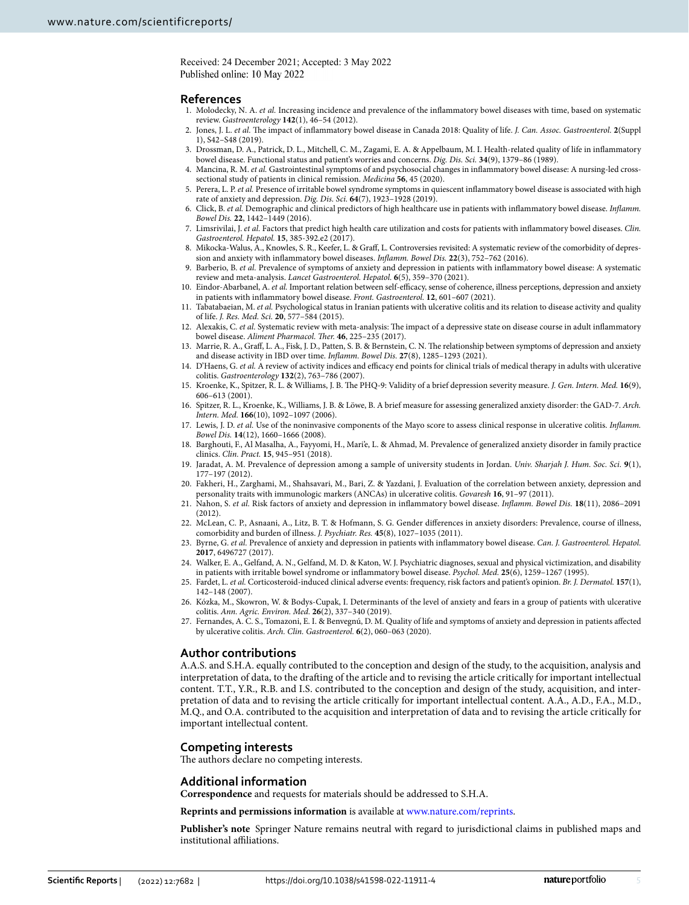Received: 24 December 2021; Accepted: 3 May 2022
Published online: 10 May 2022

## References

1. Molodecky, N. A. *et al.* Increasing incidence and prevalence of the inflammatory bowel diseases with time, based on systematic review. *Gastroenterology* **142**(1), 46–54 (2012).
2. Jones, J. L. *et al.* The impact of inflammatory bowel disease in Canada 2018: Quality of life. *J. Can. Assoc. Gastroenterol.* **2**(Suppl 1), S42–S48 (2019).
3. Drossman, D. A., Patrick, D. L., Mitchell, C. M., Zagami, E. A. & Appelbaum, M. I. Health-related quality of life in inflammatory bowel disease. Functional status and patient's worries and concerns. *Dig. Dis. Sci.* **34**(9), 1379–86 (1989).
4. Mancina, R. M. *et al.* Gastrointestinal symptoms of and psychosocial changes in inflammatory bowel disease: A nursing-led cross-sectional study of patients in clinical remission. *Medicina* **56**, 45 (2020).
5. Perera, L. P. *et al.* Presence of irritable bowel syndrome symptoms in quiescent inflammatory bowel disease is associated with high rate of anxiety and depression. *Dig. Dis. Sci.* **64**(7), 1923–1928 (2019).
6. Click, B. *et al.* Demographic and clinical predictors of high healthcare use in patients with inflammatory bowel disease. *Inflamm. Bowel Dis.* **22**, 1442–1449 (2016).
7. Limsrivilai, J. *et al.* Factors that predict high health care utilization and costs for patients with inflammatory bowel diseases. *Clin. Gastroenterol. Hepatol.* **15**, 385-392.e2 (2017).
8. Mikocka-Walus, A., Knowles, S. R., Keefer, L. & Graff, L. Controversies revisited: A systematic review of the comorbidity of depression and anxiety with inflammatory bowel diseases. *Inflamm. Bowel Dis.* **22**(3), 752–762 (2016).
9. Barberio, B. *et al.* Prevalence of symptoms of anxiety and depression in patients with inflammatory bowel disease: A systematic review and meta-analysis. *Lancet Gastroenterol. Hepatol.* **6**(5), 359–370 (2021).
10. Eindor-Abarbanel, A. *et al.* Important relation between self-efficacy, sense of coherence, illness perceptions, depression and anxiety in patients with inflammatory bowel disease. *Front. Gastroenterol.* **12**, 601–607 (2021).
11. Tabatabaeian, M. *et al.* Psychological status in Iranian patients with ulcerative colitis and its relation to disease activity and quality of life. *J. Res. Med. Sci.* **20**, 577–584 (2015).
12. Alexakis, C. *et al.* Systematic review with meta-analysis: The impact of a depressive state on disease course in adult inflammatory bowel disease. *Aliment Pharmacol. Ther.* **46**, 225–235 (2017).
13. Marrie, R. A., Graff, L. A., Fisk, J. D., Patten, S. B. & Bernstein, C. N. The relationship between symptoms of depression and anxiety and disease activity in IBD over time. *Inflamm. Bowel Dis.* **27**(8), 1285–1293 (2021).
14. D'Haens, G. *et al.* A review of activity indices and efficacy end points for clinical trials of medical therapy in adults with ulcerative colitis. *Gastroenterology* **132**(2), 763–786 (2007).
15. Kroenke, K., Spitzer, R. L. & Williams, J. B. The PHQ-9: Validity of a brief depression severity measure. *J. Gen. Intern. Med.* **16**(9), 606–613 (2001).
16. Spitzer, R. L., Kroenke, K., Williams, J. B. & Löwe, B. A brief measure for assessing generalized anxiety disorder: the GAD-7. *Arch. Intern. Med.* **166**(10), 1092–1097 (2006).
17. Lewis, J. D. *et al.* Use of the noninvasive components of the Mayo score to assess clinical response in ulcerative colitis. *Inflamm. Bowel Dis.* **14**(12), 1660–1666 (2008).
18. Barghouti, F., Al Masalha, A., Fayyomi, H., Mari'e, L. & Ahmad, M. Prevalence of generalized anxiety disorder in family practice clinics. *Clin. Pract.* **15**, 945–951 (2018).
19. Jaradat, A. M. Prevalence of depression among a sample of university students in Jordan. *Univ. Sharjah J. Hum. Soc. Sci.* **9**(1), 177–197 (2012).
20. Fakheri, H., Zarghami, M., Shahsavari, M., Bari, Z. & Yazdani, J. Evaluation of the correlation between anxiety, depression and personality traits with immunologic markers (ANCAs) in ulcerative colitis. *Govaresh* **16**, 91–97 (2011).
21. Nahon, S. *et al.* Risk factors of anxiety and depression in inflammatory bowel disease. *Inflamm. Bowel Dis.* **18**(11), 2086–2091 (2012).
22. McLean, C. P., Asnaani, A., Litz, B. T. & Hofmann, S. G. Gender differences in anxiety disorders: Prevalence, course of illness, comorbidity and burden of illness. *J. Psychiatr. Res.* **45**(8), 1027–1035 (2011).
23. Byrne, G. *et al.* Prevalence of anxiety and depression in patients with inflammatory bowel disease. *Can. J. Gastroenterol. Hepatol.* **2017**, 6496727 (2017).
24. Walker, E. A., Gelfand, A. N., Gelfand, M. D. & Katon, W. J. Psychiatric diagnoses, sexual and physical victimization, and disability in patients with irritable bowel syndrome or inflammatory bowel disease. *Psychol. Med.* **25**(6), 1259–1267 (1995).
25. Fardet, L. *et al.* Corticosteroid-induced clinical adverse events: frequency, risk factors and patient's opinion. *Br. J. Dermatol.* **157**(1), 142–148 (2007).
26. Kózka, M., Skowron, W. & Bodys-Cupak, I. Determinants of the level of anxiety and fears in a group of patients with ulcerative colitis. *Ann. Agric. Environ. Med.* **26**(2), 337–340 (2019).
27. Fernandes, A. C. S., Tomazoni, E. I. & Benvegnú, D. M. Quality of life and symptoms of anxiety and depression in patients affected by ulcerative colitis. *Arch. Clin. Gastroenterol.* **6**(2), 060–063 (2020).

## Author contributions

A.A.S. and S.H.A. equally contributed to the conception and design of the study, to the acquisition, analysis and interpretation of data, to the drafting of the article and to revising the article critically for important intellectual content. T.T., Y.R., R.B. and I.S. contributed to the conception and design of the study, acquisition, and interpretation of data and to revising the article critically for important intellectual content. A.A., A.D., F.A., M.D., M.Q., and O.A. contributed to the acquisition and interpretation of data and to revising the article critically for important intellectual content.

## Competing interests

The authors declare no competing interests.

## Additional information

**Correspondence** and requests for materials should be addressed to S.H.A.

**Reprints and permissions information** is available at www.nature.com/reprints.

**Publisher's note** Springer Nature remains neutral with regard to jurisdictional claims in published maps and institutional affiliations.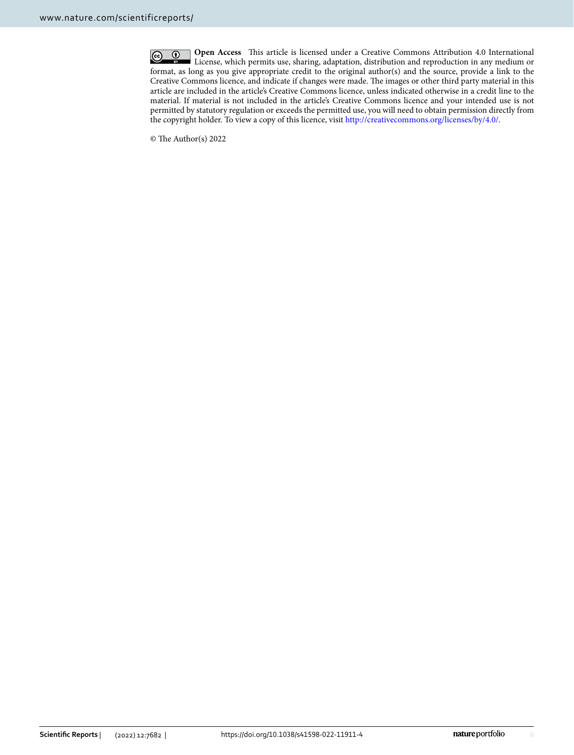**Open Access** This article is licensed under a Creative Commons Attribution 4.0 International License, which permits use, sharing, adaptation, distribution and reproduction in any medium or format, as long as you give appropriate credit to the original author(s) and the source, provide a link to the Creative Commons licence, and indicate if changes were made. The images or other third party material in this article are included in the article's Creative Commons licence, unless indicated otherwise in a credit line to the material. If material is not included in the article's Creative Commons licence and your intended use is not permitted by statutory regulation or exceeds the permitted use, you will need to obtain permission directly from the copyright holder. To view a copy of this licence, visit http://creativecommons.org/licenses/by/4.0/.

© The Author(s) 2022